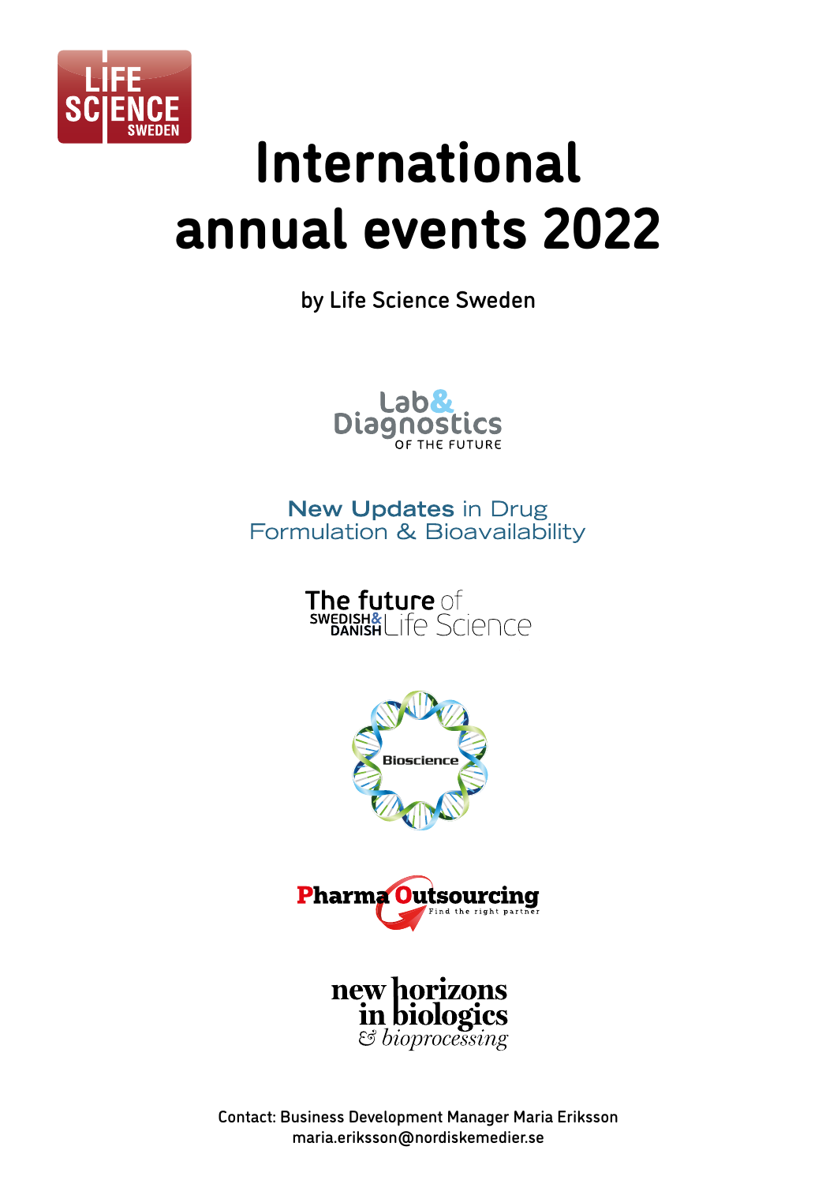LIFE SCIENCE SWEDEN

# International annual events 2022

by Life Science Sweden

Lab& Diagnostics OF THE FUTURE

New Updates in Drug Formulation & Bioavailability

The future of SWEDISH& DANISH Life Science

Bioscience

Pharma Outsourcing
Find the right partner

new horizons in biologics & bioprocessing

Contact: Business Development Manager Maria Eriksson
maria.eriksson@nordiskemedier.se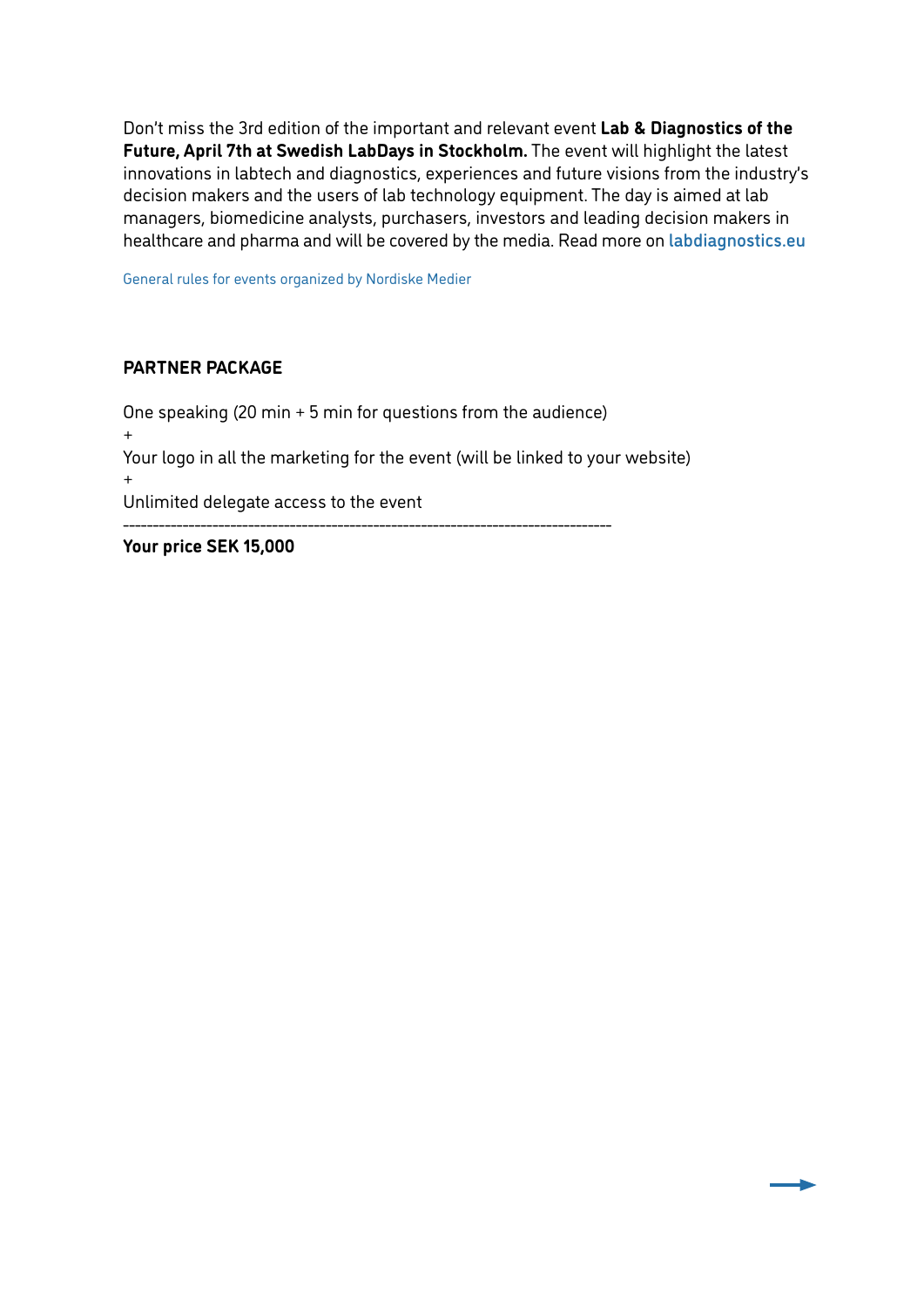Don't miss the 3rd edition of the important and relevant event **Lab & Diagnostics of the Future, April 7th at Swedish LabDays in Stockholm.** The event will highlight the latest innovations in labtech and diagnostics, experiences and future visions from the industry's decision makers and the users of lab technology equipment. The day is aimed at lab managers, biomedicine analysts, purchasers, investors and leading decision makers in healthcare and pharma and will be covered by the media. Read more on **labdiagnostics.eu**

General rules for events organized by Nordiske Medier

## PARTNER PACKAGE

One speaking (20 min + 5 min for questions from the audience)

+

Your logo in all the marketing for the event (will be linked to your website)

+

Unlimited delegate access to the event

-------------------------------------------------------------------------------------

**Your price SEK 15,000**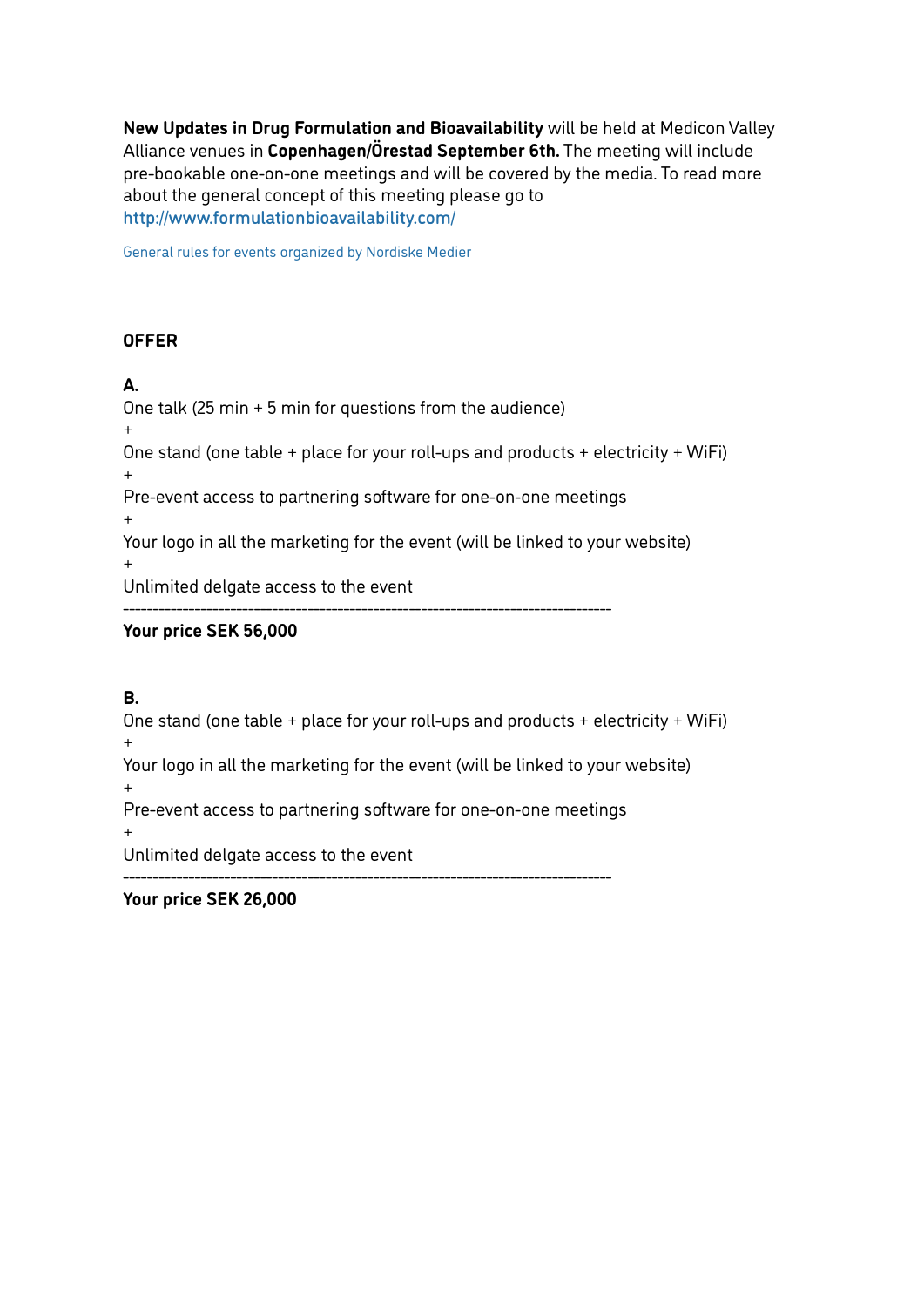**New Updates in Drug Formulation and Bioavailability** will be held at Medicon Valley Alliance venues in **Copenhagen/Örestad September 6th.** The meeting will include pre-bookable one-on-one meetings and will be covered by the media. To read more about the general concept of this meeting please go to http://www.formulationbioavailability.com/

General rules for events organized by Nordiske Medier

**OFFER**

**A.**

One talk (25 min + 5 min for questions from the audience)
+
One stand (one table + place for your roll-ups and products + electricity + WiFi)
+
Pre-event access to partnering software for one-on-one meetings
+
Your logo in all the marketing for the event (will be linked to your website)
+
Unlimited delgate access to the event

--------------------------------------------------------------------------------

**Your price SEK 56,000**

**B.**

One stand (one table + place for your roll-ups and products + electricity + WiFi)
+
Your logo in all the marketing for the event (will be linked to your website)
+
Pre-event access to partnering software for one-on-one meetings
+
Unlimited delgate access to the event

--------------------------------------------------------------------------------

**Your price SEK 26,000**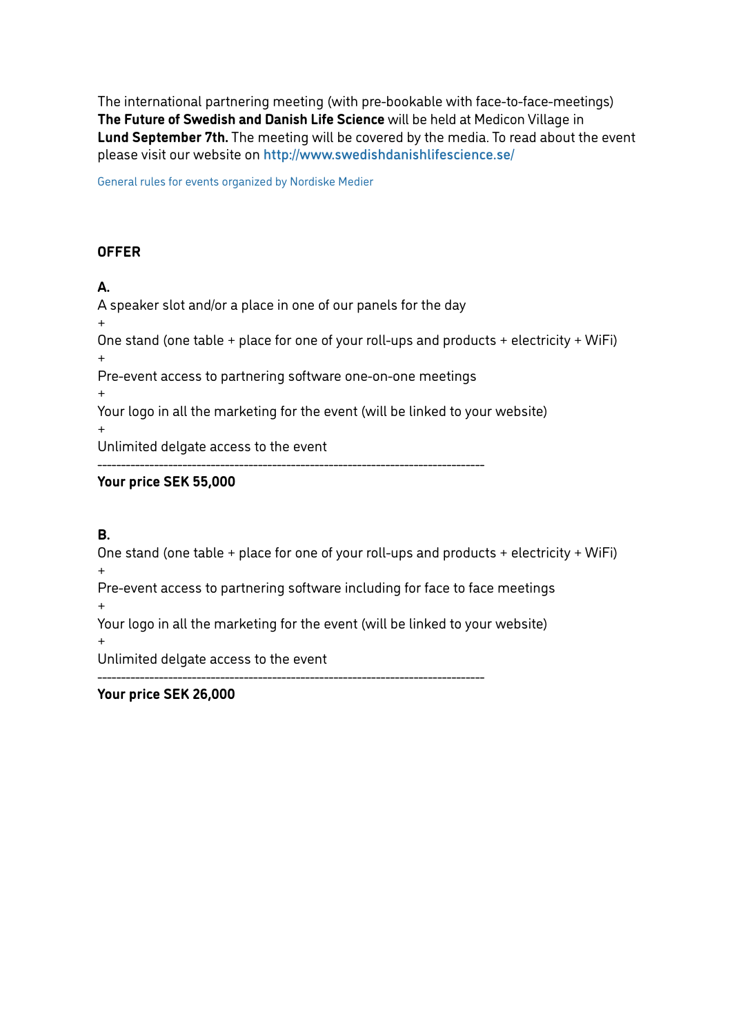The international partnering meeting (with pre-bookable with face-to-face-meetings) **The Future of Swedish and Danish Life Science** will be held at Medicon Village in **Lund September 7th.** The meeting will be covered by the media. To read about the event please visit our website on http://www.swedishdanishlifescience.se/

General rules for events organized by Nordiske Medier

**OFFER**

**A.**

A speaker slot and/or a place in one of our panels for the day
+
One stand (one table + place for one of your roll-ups and products + electricity + WiFi)
+
Pre-event access to partnering software one-on-one meetings
+
Your logo in all the marketing for the event (will be linked to your website)
+
Unlimited delgate access to the event

---

**Your price SEK 55,000**

**B.**

One stand (one table + place for one of your roll-ups and products + electricity + WiFi)
+
Pre-event access to partnering software including for face to face meetings
+
Your logo in all the marketing for the event (will be linked to your website)
+
Unlimited delgate access to the event

---

**Your price SEK 26,000**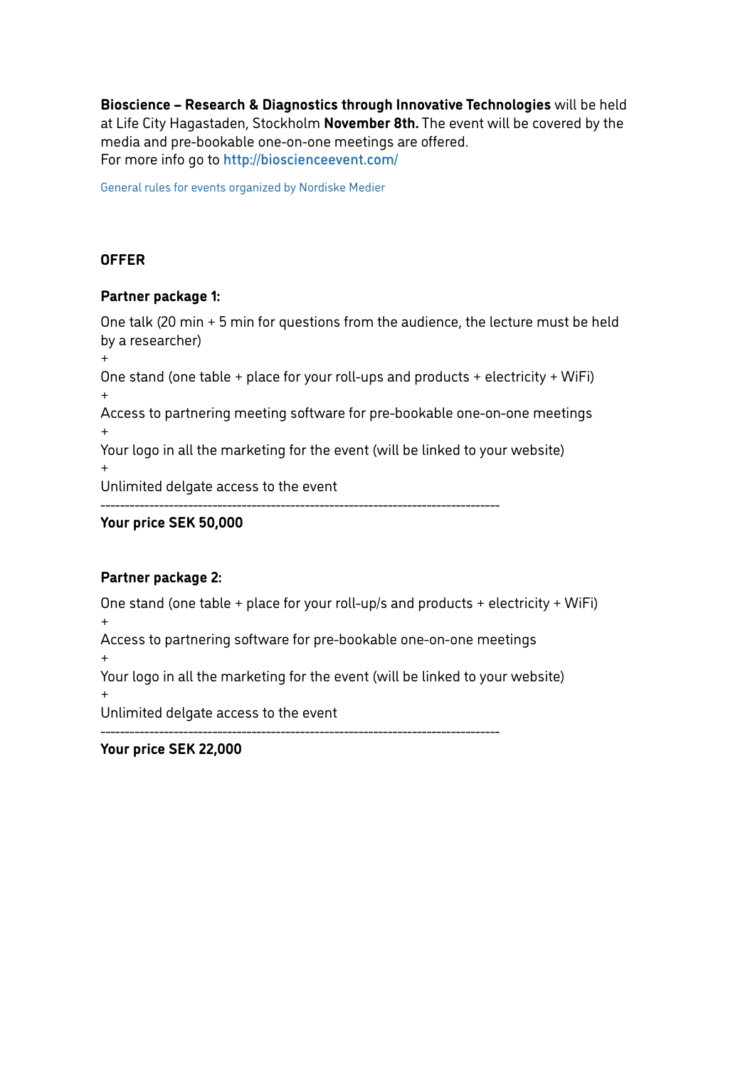**Bioscience – Research & Diagnostics through Innovative Technologies** will be held at Life City Hagastaden, Stockholm **November 8th.** The event will be covered by the media and pre-bookable one-on-one meetings are offered.
For more info go to http://bioscienceevent.com/

General rules for events organized by Nordiske Medier

**OFFER**

**Partner package 1:**

One talk (20 min + 5 min for questions from the audience, the lecture must be held by a researcher)
+
One stand (one table + place for your roll-ups and products + electricity + WiFi)
+
Access to partnering meeting software for pre-bookable one-on-one meetings
+
Your logo in all the marketing for the event (will be linked to your website)
+
Unlimited delgate access to the event
--------------------------------------------------------------------------------
**Your price SEK 50,000**

**Partner package 2:**

One stand (one table + place for your roll-up/s and products + electricity + WiFi)
+
Access to partnering software for pre-bookable one-on-one meetings
+
Your logo in all the marketing for the event (will be linked to your website)
+
Unlimited delgate access to the event
--------------------------------------------------------------------------------
**Your price SEK 22,000**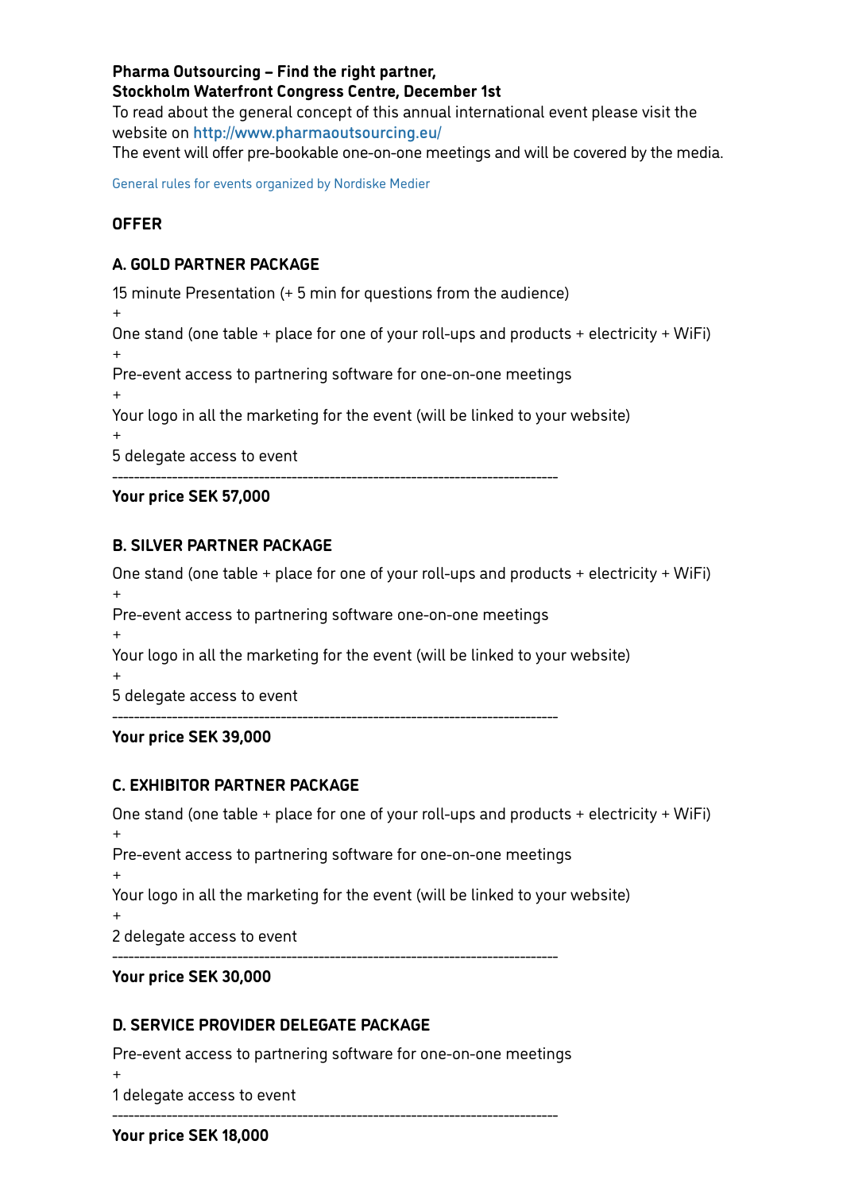**Pharma Outsourcing – Find the right partner,**
**Stockholm Waterfront Congress Centre, December 1st**
To read about the general concept of this annual international event please visit the website on http://www.pharmaoutsourcing.eu/
The event will offer pre-bookable one-on-one meetings and will be covered by the media.

General rules for events organized by Nordiske Medier

## OFFER

### A. GOLD PARTNER PACKAGE

15 minute Presentation (+ 5 min for questions from the audience)
+
One stand (one table + place for one of your roll-ups and products + electricity + WiFi)
+
Pre-event access to partnering software for one-on-one meetings
+
Your logo in all the marketing for the event (will be linked to your website)
+
5 delegate access to event
---------------------------------------------------------------------------------
**Your price SEK 57,000**

### B. SILVER PARTNER PACKAGE

One stand (one table + place for one of your roll-ups and products + electricity + WiFi)
+
Pre-event access to partnering software one-on-one meetings
+
Your logo in all the marketing for the event (will be linked to your website)
+
5 delegate access to event
---------------------------------------------------------------------------------
**Your price SEK 39,000**

### C. EXHIBITOR PARTNER PACKAGE

One stand (one table + place for one of your roll-ups and products + electricity + WiFi)
+
Pre-event access to partnering software for one-on-one meetings
+
Your logo in all the marketing for the event (will be linked to your website)
+
2 delegate access to event
---------------------------------------------------------------------------------
**Your price SEK 30,000**

### D. SERVICE PROVIDER DELEGATE PACKAGE

Pre-event access to partnering software for one-on-one meetings
+
1 delegate access to event
---------------------------------------------------------------------------------
**Your price SEK 18,000**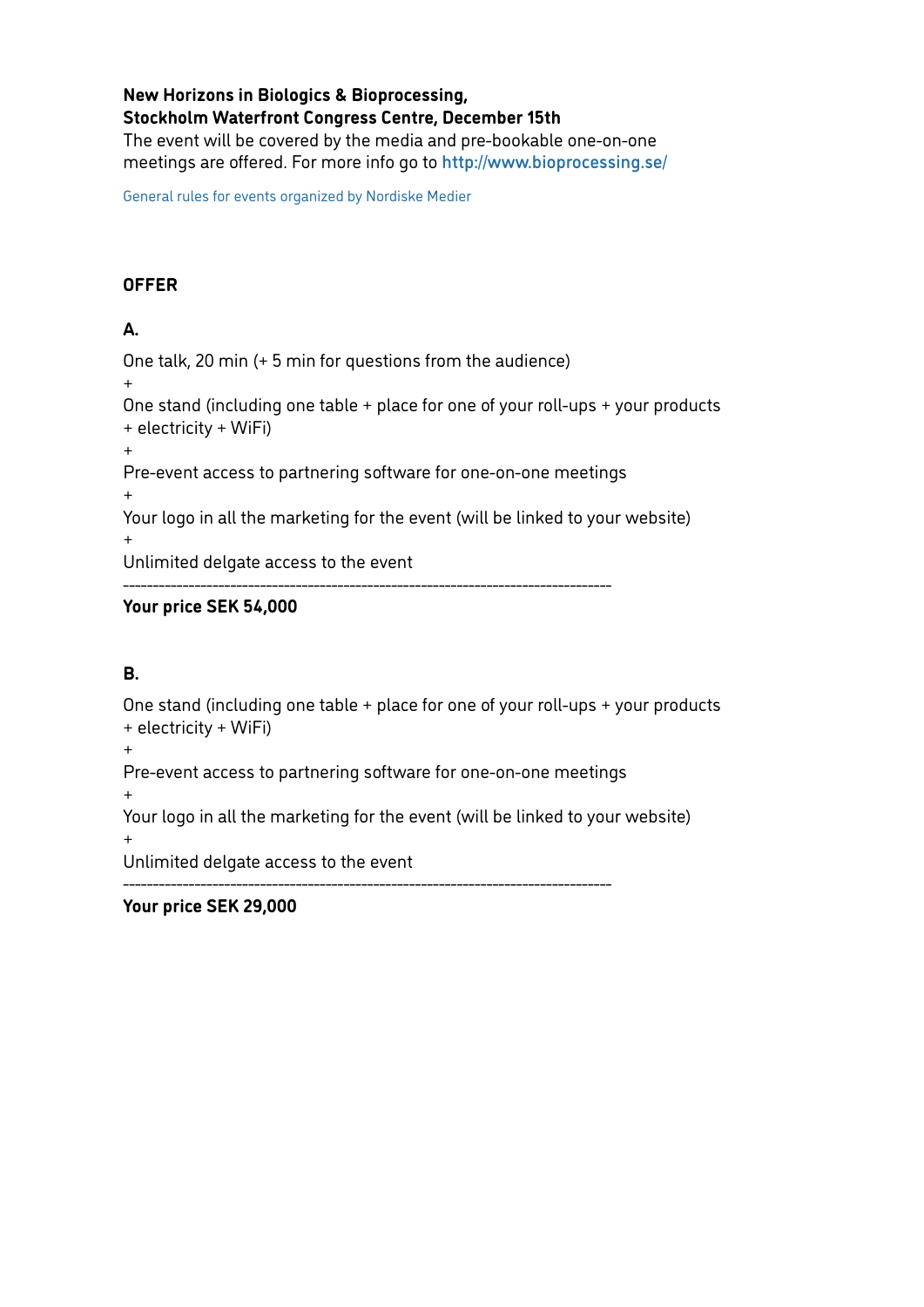**New Horizons in Biologics & Bioprocessing,**
**Stockholm Waterfront Congress Centre, December 15th**
The event will be covered by the media and pre-bookable one-on-one meetings are offered. For more info go to http://www.bioprocessing.se/

General rules for events organized by Nordiske Medier

**OFFER**

**A.**

One talk, 20 min (+ 5 min for questions from the audience)
+
One stand (including one table + place for one of your roll-ups + your products + electricity + WiFi)
+
Pre-event access to partnering software for one-on-one meetings
+
Your logo in all the marketing for the event (will be linked to your website)
+
Unlimited delgate access to the event
--------------------------------------------------------------------------------
**Your price SEK 54,000**

**B.**

One stand (including one table + place for one of your roll-ups + your products + electricity + WiFi)
+
Pre-event access to partnering software for one-on-one meetings
+
Your logo in all the marketing for the event (will be linked to your website)
+
Unlimited delgate access to the event
--------------------------------------------------------------------------------
**Your price SEK 29,000**